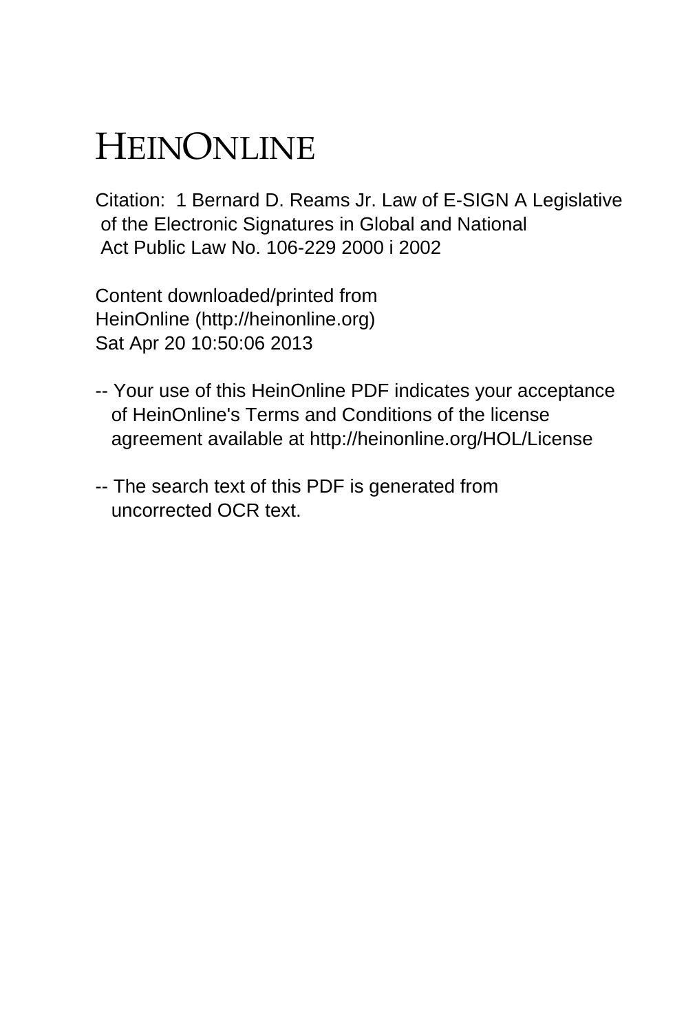# HEINONLINE

Citation: 1 Bernard D. Reams Jr. Law of E-SIGN A Legislative of the Electronic Signatures in Global and National Act Public Law No. 106-229 2000 i 2002

Content downloaded/printed from
HeinOnline (http://heinonline.org)
Sat Apr 20 10:50:06 2013

-- Your use of this HeinOnline PDF indicates your acceptance of HeinOnline's Terms and Conditions of the license agreement available at http://heinonline.org/HOL/License

-- The search text of this PDF is generated from uncorrected OCR text.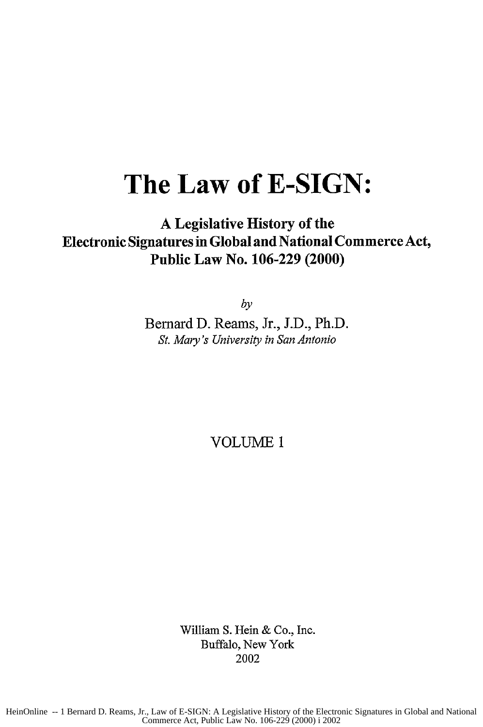# The Law of E-SIGN:

## A Legislative History of the Electronic Signatures in Global and National Commerce Act, Public Law No. 106-229 (2000)

*by*

Bernard D. Reams, Jr., J.D., Ph.D.

*St. Mary's University in San Antonio*

VOLUME 1

William S. Hein & Co., Inc.
Buffalo, New York
2002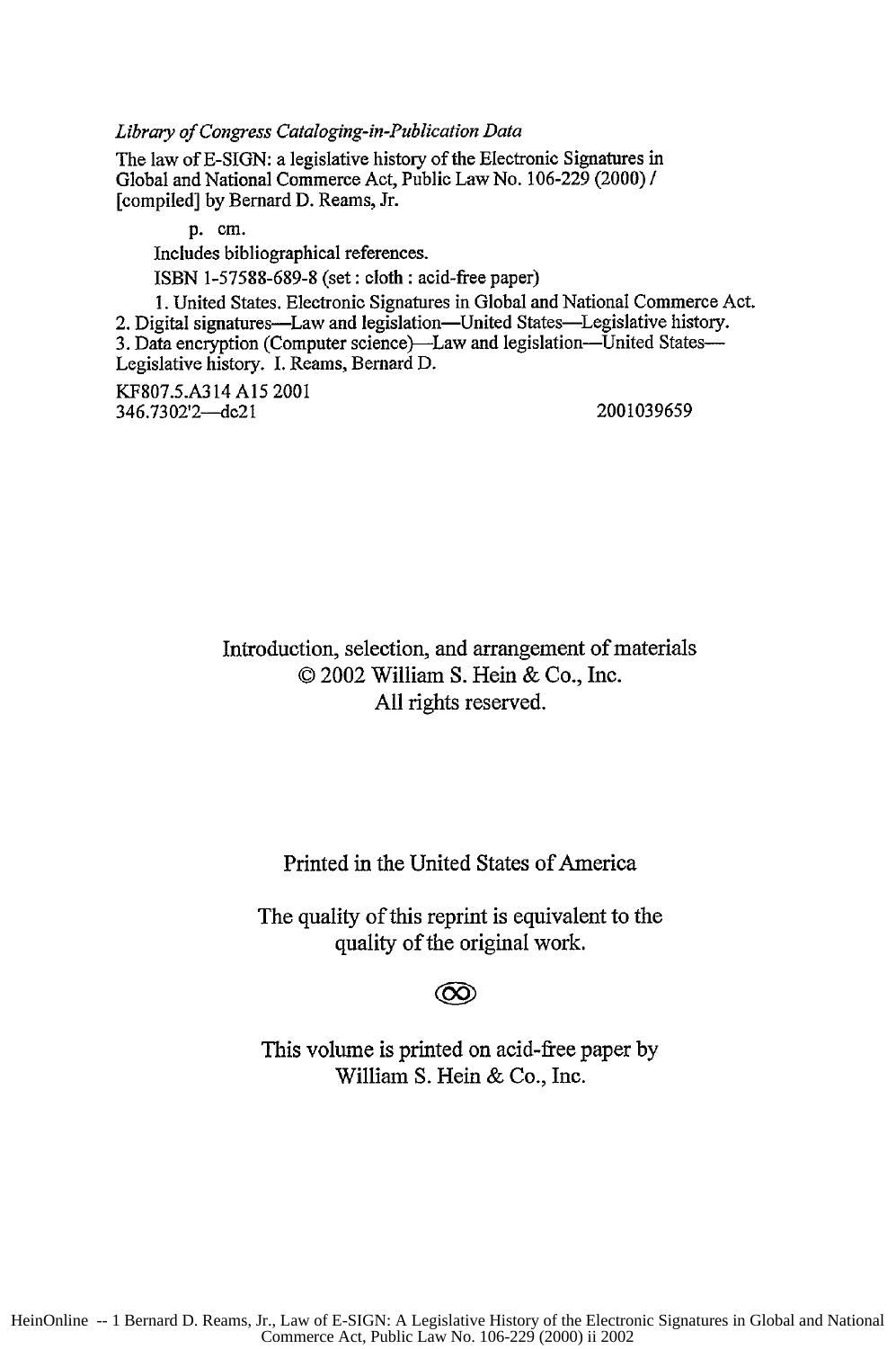*Library of Congress Cataloging-in-Publication Data*

The law of E-SIGN: a legislative history of the Electronic Signatures in Global and National Commerce Act, Public Law No. 106-229 (2000) / [compiled] by Bernard D. Reams, Jr.

p. cm.

Includes bibliographical references.

ISBN 1-57588-689-8 (set : cloth : acid-free paper)

1. United States. Electronic Signatures in Global and National Commerce Act. 2. Digital signatures—Law and legislation—United States—Legislative history. 3. Data encryption (Computer science)—Law and legislation—United States—Legislative history. I. Reams, Bernard D.

KF807.5.A314 A15 2001
346.7302'2—dc21 2001039659

Introduction, selection, and arrangement of materials
© 2002 William S. Hein & Co., Inc.
All rights reserved.

Printed in the United States of America

The quality of this reprint is equivalent to the quality of the original work.

This volume is printed on acid-free paper by William S. Hein & Co., Inc.